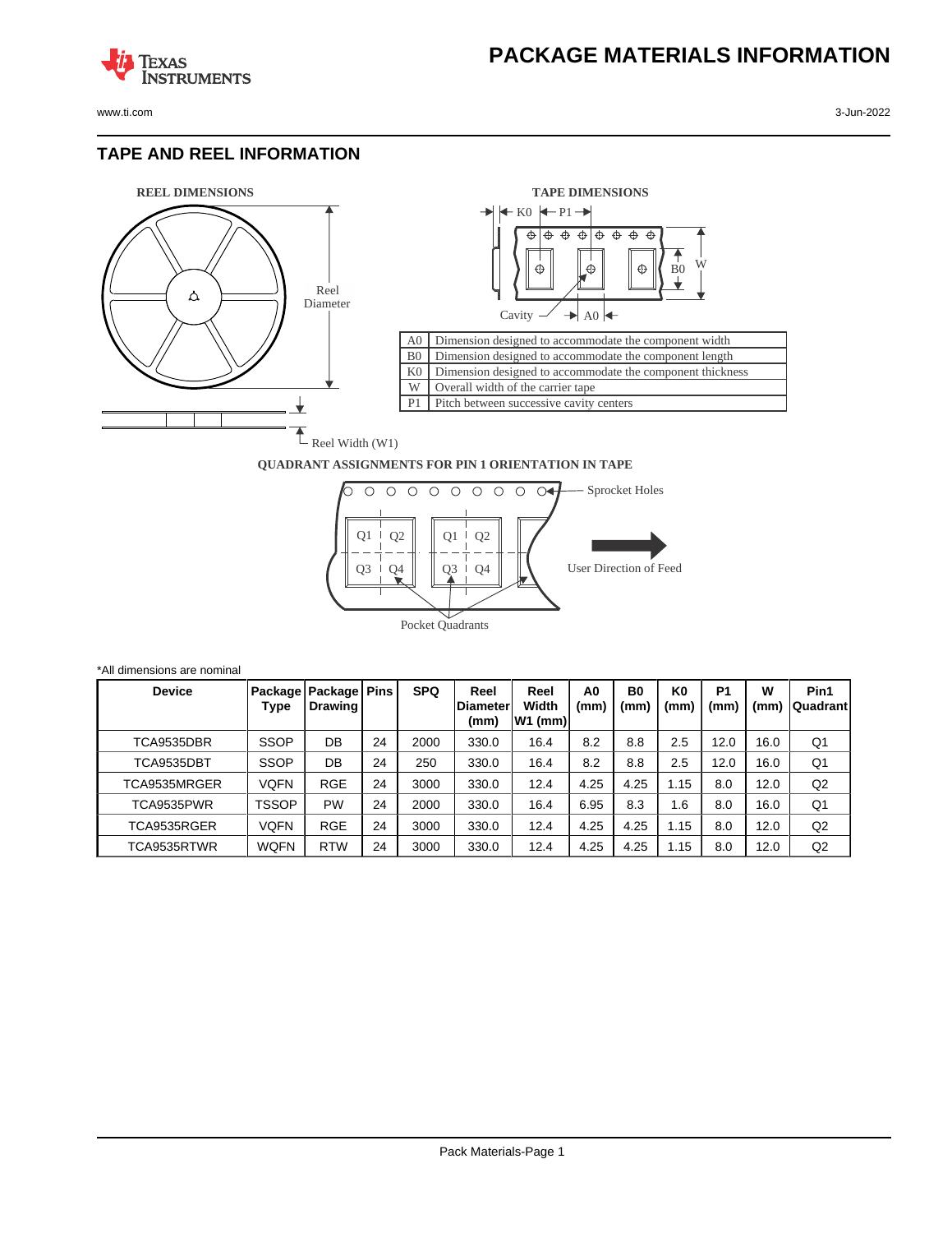# PACKAGE MATERIALS INFORMATION

## TAPE AND REEL INFORMATION

**REEL DIMENSIONS**

Reel Diameter

Reel Width (W1)

**TAPE DIMENSIONS**

K0 P1 W B0 Cavity A0

| | |
|---|---|
| A0 | Dimension designed to accommodate the component width |
| B0 | Dimension designed to accommodate the component length |
| K0 | Dimension designed to accommodate the component thickness |
| W | Overall width of the carrier tape |
| P1 | Pitch between successive cavity centers |

**QUADRANT ASSIGNMENTS FOR PIN 1 ORIENTATION IN TAPE**

Sprocket Holes

Q1 Q2 Q3 Q4

User Direction of Feed

Pocket Quadrants

*All dimensions are nominal

| Device | Package Type | Package Drawing | Pins | SPQ | Reel Diameter (mm) | Reel Width W1 (mm) | A0 (mm) | B0 (mm) | K0 (mm) | P1 (mm) | W (mm) | Pin1 Quadrant |
|---|---|---|---|---|---|---|---|---|---|---|---|---|
| TCA9535DBR | SSOP | DB | 24 | 2000 | 330.0 | 16.4 | 8.2 | 8.8 | 2.5 | 12.0 | 16.0 | Q1 |
| TCA9535DBT | SSOP | DB | 24 | 250 | 330.0 | 16.4 | 8.2 | 8.8 | 2.5 | 12.0 | 16.0 | Q1 |
| TCA9535MRGER | VQFN | RGE | 24 | 3000 | 330.0 | 12.4 | 4.25 | 4.25 | 1.15 | 8.0 | 12.0 | Q2 |
| TCA9535PWR | TSSOP | PW | 24 | 2000 | 330.0 | 16.4 | 6.95 | 8.3 | 1.6 | 8.0 | 16.0 | Q1 |
| TCA9535RGER | VQFN | RGE | 24 | 3000 | 330.0 | 12.4 | 4.25 | 4.25 | 1.15 | 8.0 | 12.0 | Q2 |
| TCA9535RTWR | WQFN | RTW | 24 | 3000 | 330.0 | 12.4 | 4.25 | 4.25 | 1.15 | 8.0 | 12.0 | Q2 |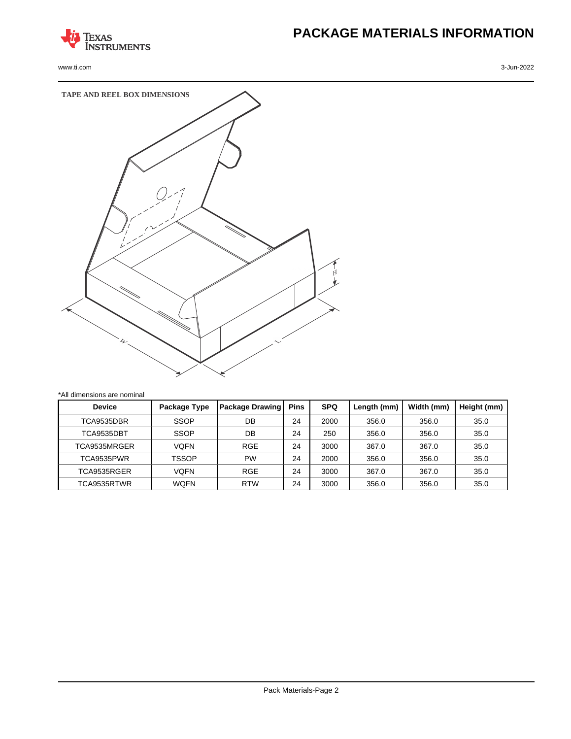# PACKAGE MATERIALS INFORMATION

## TAPE AND REEL BOX DIMENSIONS

W
L
H

*All dimensions are nominal

| Device | Package Type | Package Drawing | Pins | SPQ | Length (mm) | Width (mm) | Height (mm) |
|---|---|---|---|---|---|---|---|
| TCA9535DBR | SSOP | DB | 24 | 2000 | 356.0 | 356.0 | 35.0 |
| TCA9535DBT | SSOP | DB | 24 | 250 | 356.0 | 356.0 | 35.0 |
| TCA9535MRGER | VQFN | RGE | 24 | 3000 | 367.0 | 367.0 | 35.0 |
| TCA9535PWR | TSSOP | PW | 24 | 2000 | 356.0 | 356.0 | 35.0 |
| TCA9535RGER | VQFN | RGE | 24 | 3000 | 367.0 | 367.0 | 35.0 |
| TCA9535RTWR | WQFN | RTW | 24 | 3000 | 356.0 | 356.0 | 35.0 |